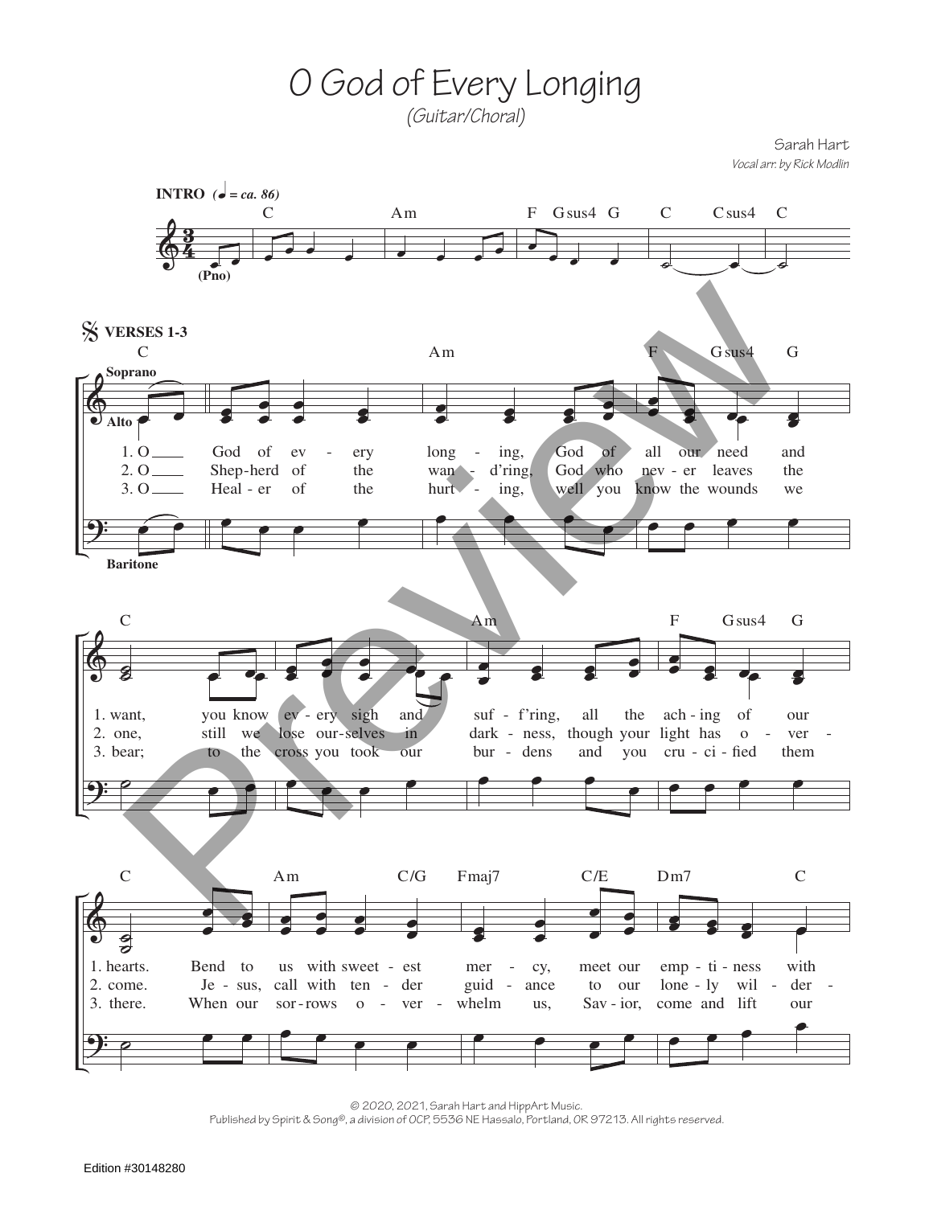# O God of Every Longing

*(Guitar/Choral)*

Sarah Hart
*Vocal arr. by Rick Modlin*

**INTRO** (♩ = ca. 86)

C Am F Gsus4 G C Csus4 C

(Pno)

**VERSES 1-3**

Soprano / Alto / Baritone

C Am F Gsus4 G

1. O ___ God of ev - ery long - ing, God of all our need and
2. O ___ Shep-herd of the wan - d'ring, God who nev - er leaves the
3. O ___ Heal - er of the hurt - ing, well you know the wounds we

C Am F Gsus4 G

1. want, you know ev - ery sigh and suf - f'ring, all the ach - ing of our
2. one, still we lose our - selves in dark - ness, though your light has o - ver -
3. bear; to the cross you took our bur - dens and you cru - ci - fied them

C Am C/G Fmaj7 C/E Dm7 C

1. hearts. Bend to us with sweet - est mer - cy, meet our emp - ti - ness with
2. come. Je - sus, call with ten - der guid - ance to our lone - ly wil - der -
3. there. When our sor - rows o - ver - whelm us, Sav - ior, come and lift our

© 2020, 2021, Sarah Hart and HippArt Music.
Published by Spirit & Song®, a division of OCP, 5536 NE Hassalo, Portland, OR 97213. All rights reserved.

Edition #30148280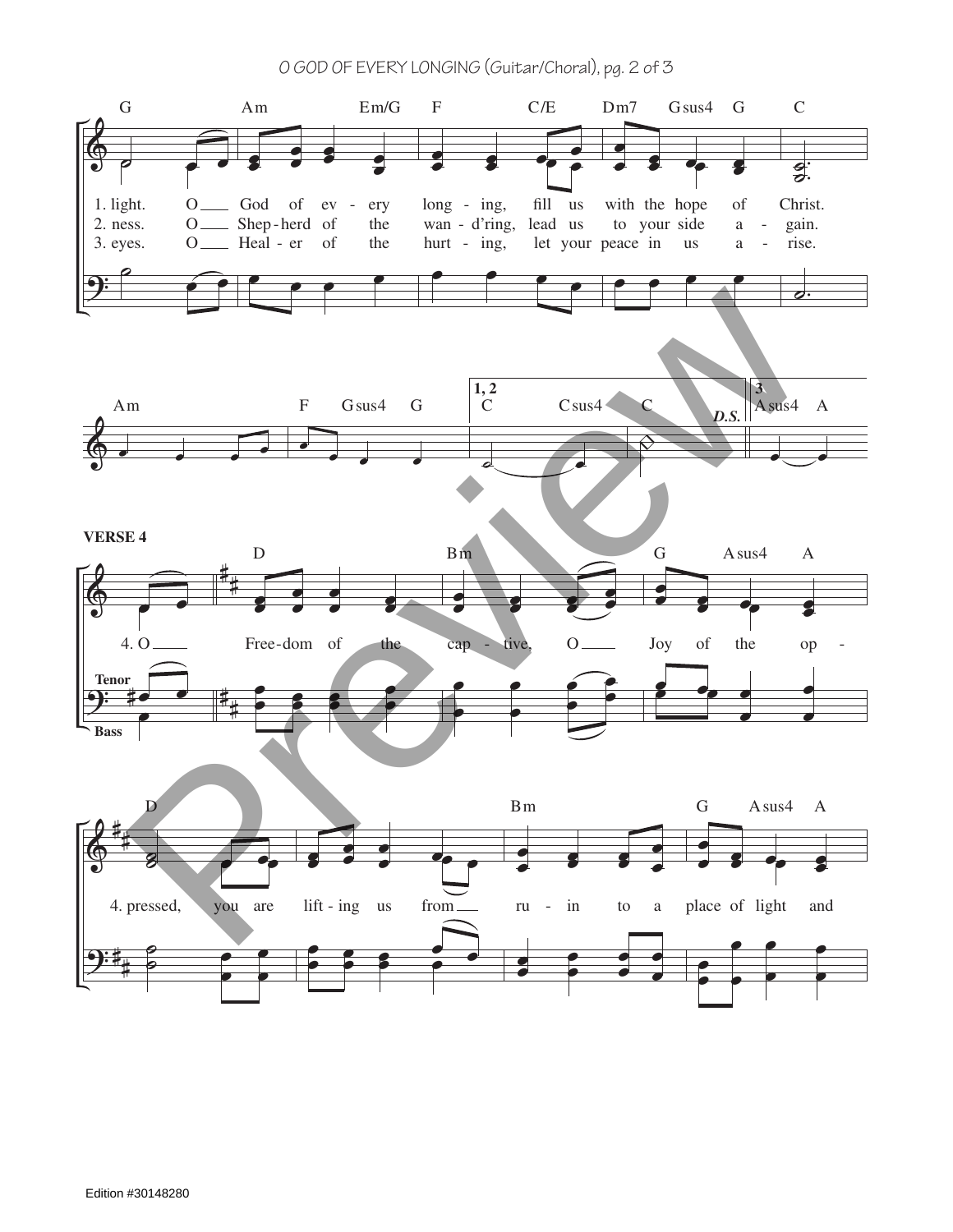G Am Em/G F C/E Dm7 Gsus4 G C

1. light. O God of ev - ery long - ing, fill us with the hope of Christ.
2. ness. O Shep - herd of the wan - d'ring, lead us to your side a - gain.
3. eyes. O Heal - er of the hurt - ing, let your peace in us a - rise.

Am F Gsus4 G | 1, 2 C Csus4 C *D.S.* | 3 Asus4 A

**VERSE 4**

D Bm G Asus4 A

4. O Free - dom of the cap - tive, O Joy of the op -

Tenor

Bass

D Bm G Asus4 A

4. pressed, you are lift - ing us from ru - in to a place of light and

Edition #30148280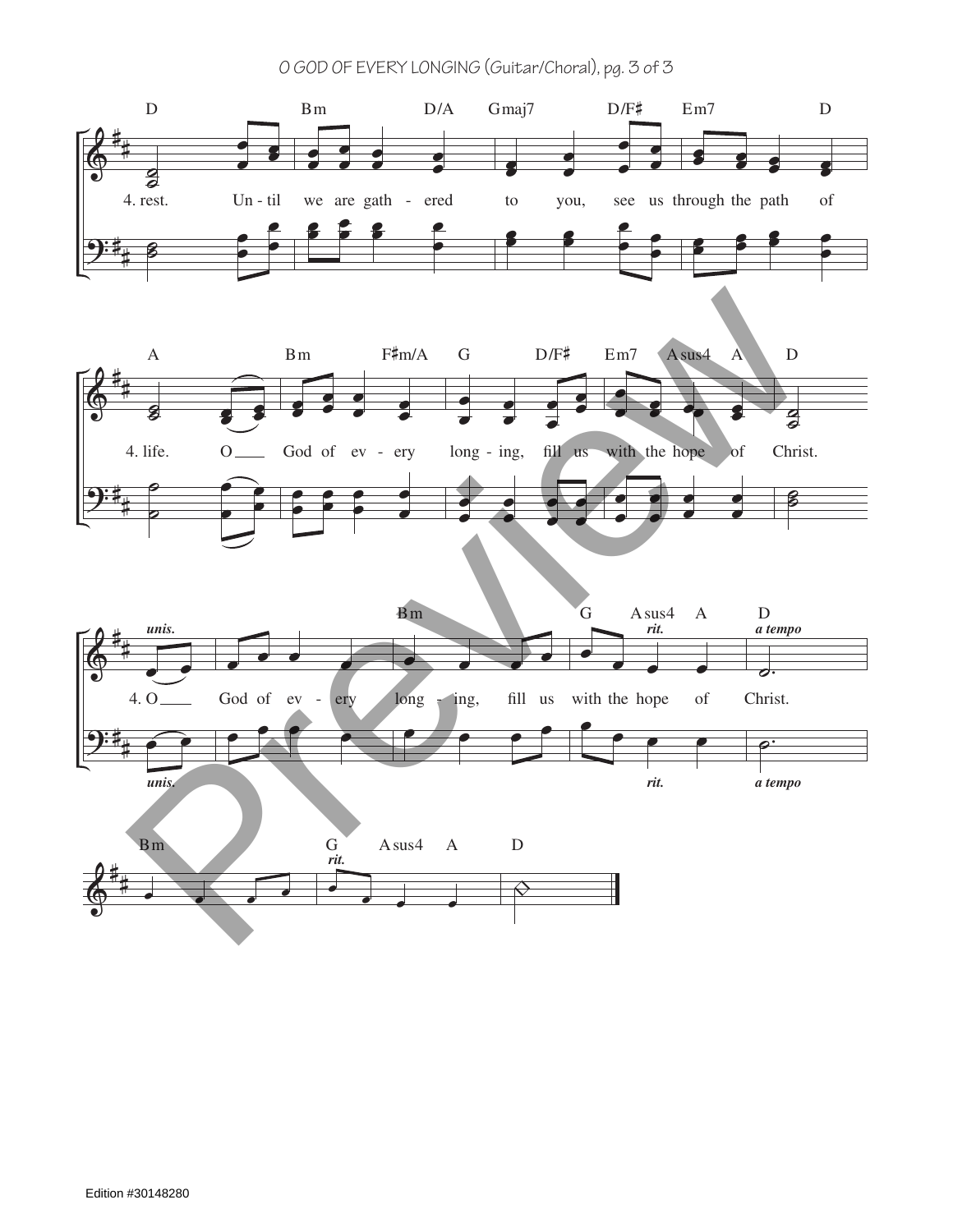D Bm D/A Gmaj7 D/F♯ Em7 D

4. rest. Un - til we are gath - ered to you, see us through the path of

A Bm F♯m/A G D/F♯ Em7 Asus4 A D

4. life. O ___ God of ev - ery long - ing, fill us with the hope of Christ.

*unis.*

Bm G Asus4 A D

*rit.* *a tempo*

4. O ___ God of ev - ery long - ing, fill us with the hope of Christ.

*unis.* *rit.* *a tempo*

Bm G Asus4 A D

*rit.*

Edition #30148280